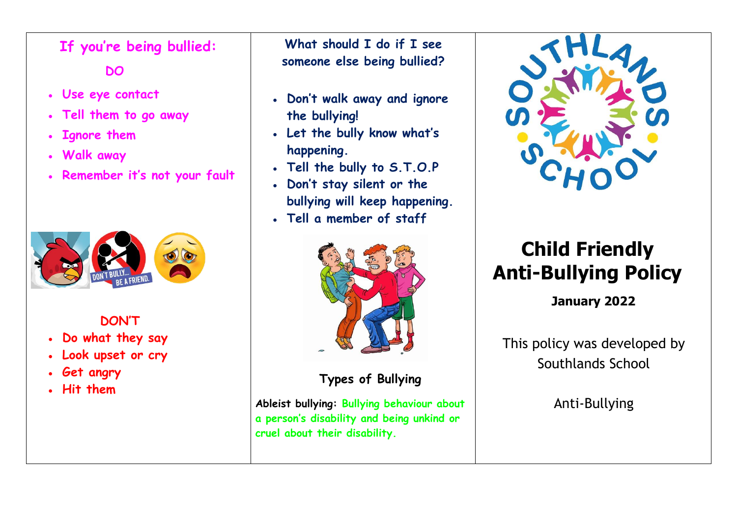## If you're being bullied:

**DO**

- Use eye contact
- Tell them to go away
- Ignore them
- Walk away
- Remember it's not your fault

**DON'T**

- Do what they say
- Look upset or cry
- Get angry
- Hit them

## What should I do if I see someone else being bullied?

- Don't walk away and ignore the bullying!
- Let the bully know what's happening.
- Tell the bully to S.T.O.P
- Don't stay silent or the bullying will keep happening.
- Tell a member of staff

## Types of Bullying

**Ableist bullying:** Bullying behaviour about a person's disability and being unkind or cruel about their disability.

# Child Friendly Anti-Bullying Policy

**January 2022**

This policy was developed by Southlands School

Anti-Bullying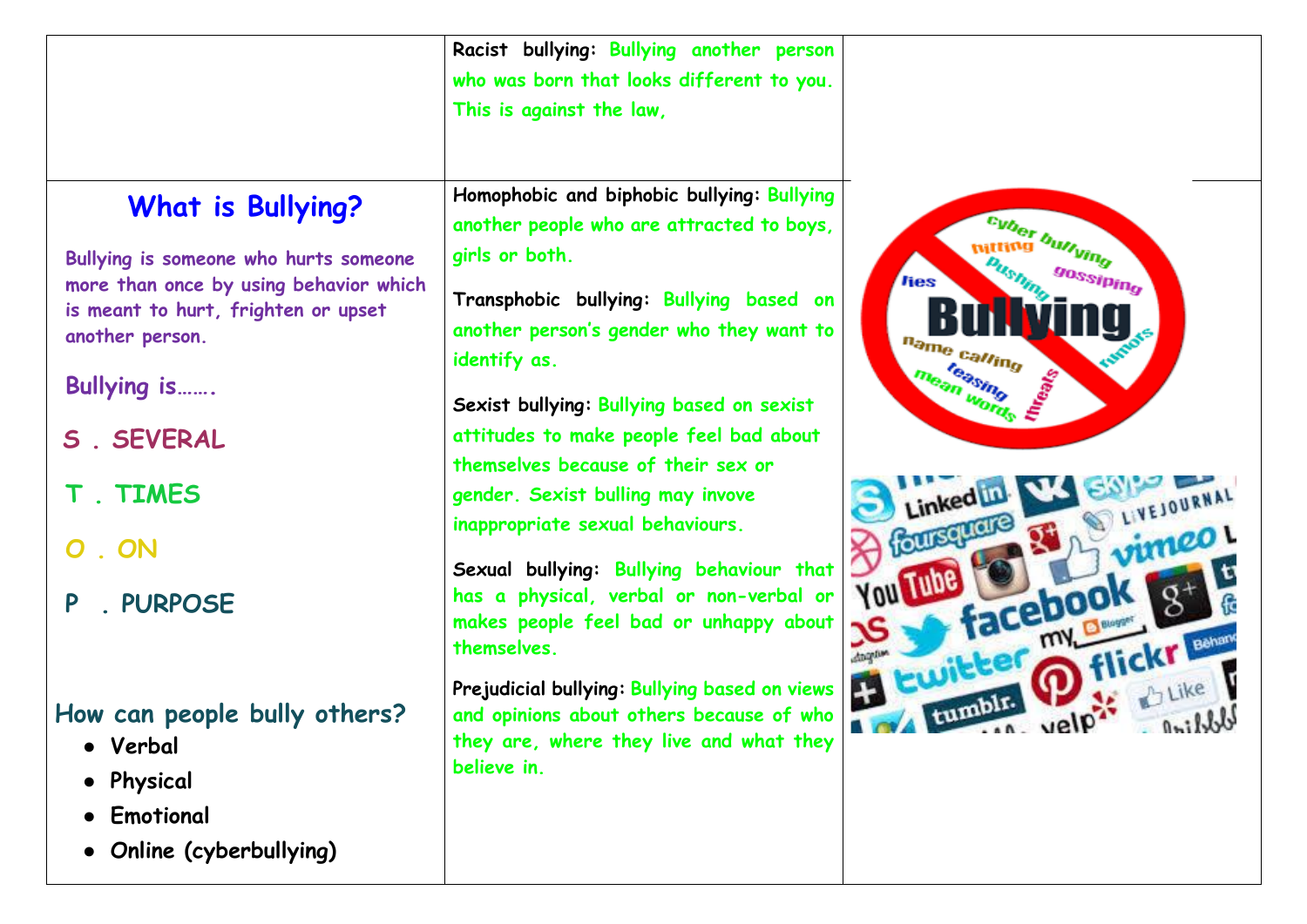## What is Bullying?

Bullying is someone who hurts someone more than once by using behavior which is meant to hurt, frighten or upset another person.

Bullying is…….

S . SEVERAL

T . TIMES

O . ON

P . PURPOSE

### How can people bully others?

- Verbal
- Physical
- Emotional
- Online (cyberbullying)

**Racist bullying:** Bullying another person who was born that looks different to you. This is against the law,

**Homophobic and biphobic bullying:** Bullying another people who are attracted to boys, girls or both.

**Transphobic bullying:** Bullying based on another person's gender who they want to identify as.

**Sexist bullying:** Bullying based on sexist attitudes to make people feel bad about themselves because of their sex or gender. Sexist bulling may invove inappropriate sexual behaviours.

**Sexual bullying:** Bullying behaviour that has a physical, verbal or non-verbal or makes people feel bad or unhappy about themselves.

**Prejudicial bullying:** Bullying based on views and opinions about others because of who they are, where they live and what they believe in.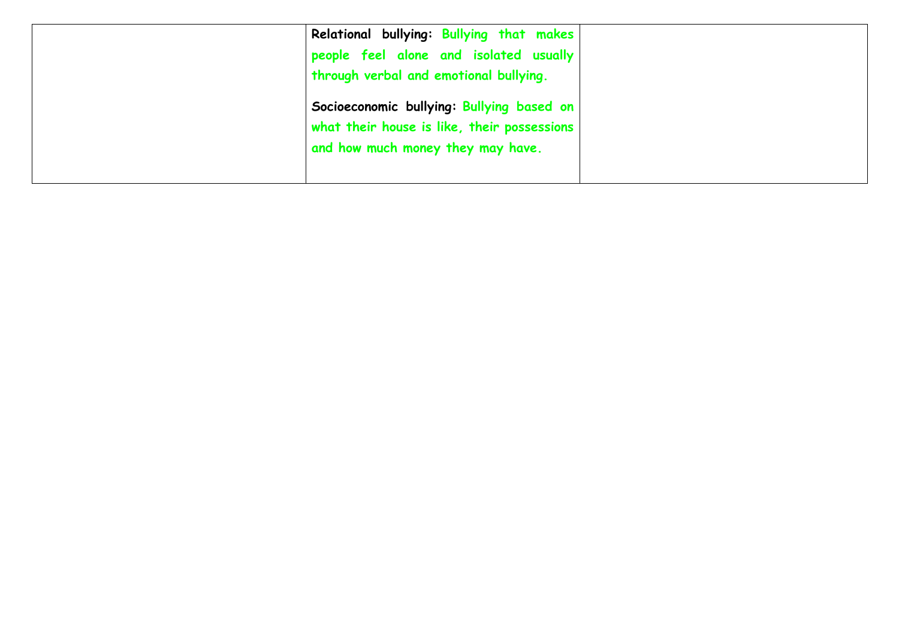| | | |
|---|---|---|
| | **Relational bullying:** **Bullying that makes people feel alone and isolated usually through verbal and emotional bullying.**<br><br>**Socioeconomic bullying:** **Bullying based on what their house is like, their possessions and how much money they may have.** | |